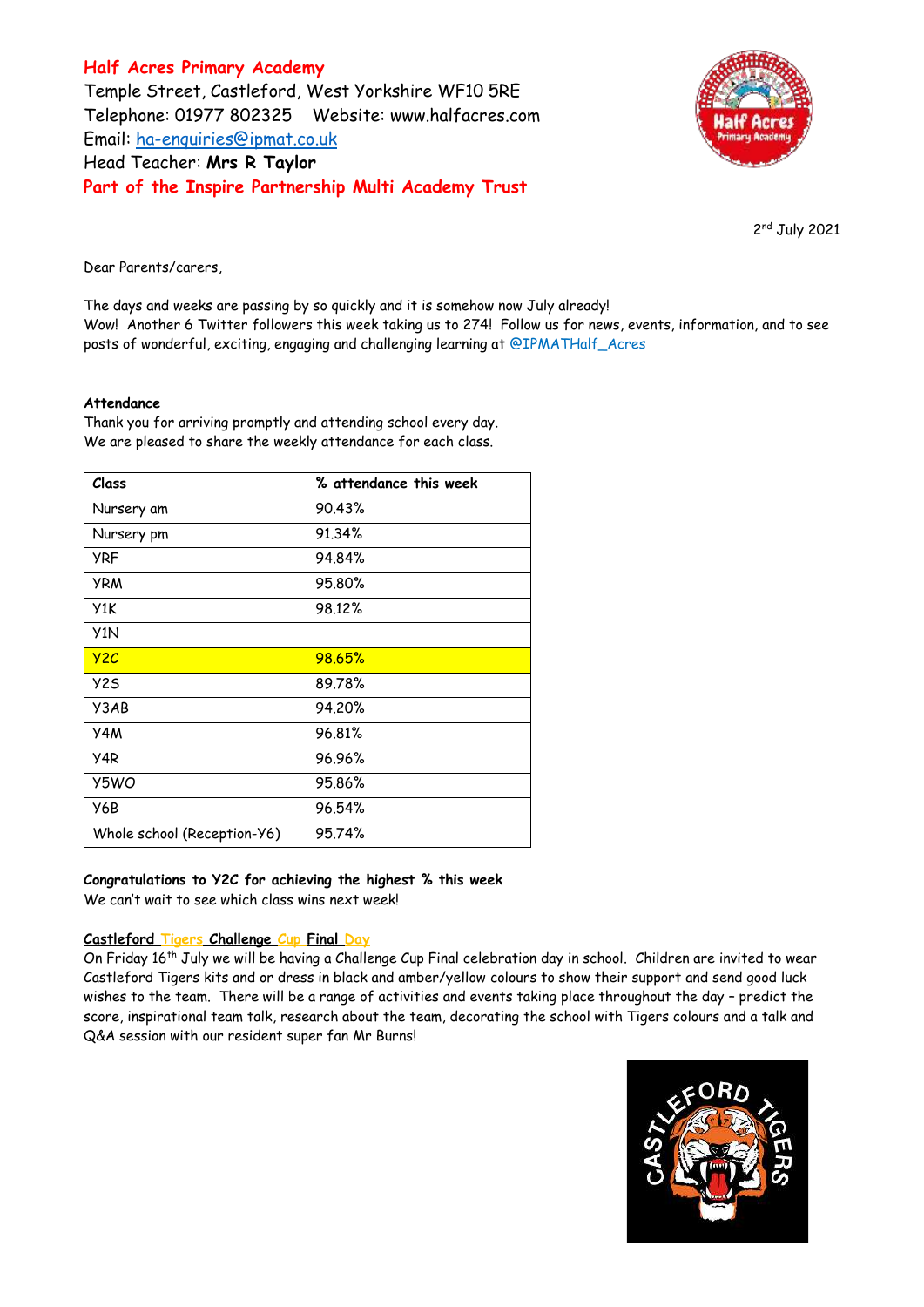**Half Acres Primary Academy**
Temple Street, Castleford, West Yorkshire WF10 5RE
Telephone: 01977 802325 Website: www.halfacres.com
Email: ha-enquiries@ipmat.co.uk
Head Teacher: **Mrs R Taylor**
**Part of the Inspire Partnership Multi Academy Trust**

2nd July 2021

Dear Parents/carers,

The days and weeks are passing by so quickly and it is somehow now July already!
Wow! Another 6 Twitter followers this week taking us to 274! Follow us for news, events, information, and to see posts of wonderful, exciting, engaging and challenging learning at @IPMATHalf_Acres

**Attendance**

Thank you for arriving promptly and attending school every day.
We are pleased to share the weekly attendance for each class.

| Class | % attendance this week |
|---|---|
| Nursery am | 90.43% |
| Nursery pm | 91.34% |
| YRF | 94.84% |
| YRM | 95.80% |
| Y1K | 98.12% |
| Y1N | |
| Y2C | 98.65% |
| Y2S | 89.78% |
| Y3AB | 94.20% |
| Y4M | 96.81% |
| Y4R | 96.96% |
| Y5WO | 95.86% |
| Y6B | 96.54% |
| Whole school (Reception-Y6) | 95.74% |

**Congratulations to Y2C for achieving the highest % this week**
We can't wait to see which class wins next week!

**Castleford Tigers Challenge Cup Final Day**

On Friday 16th July we will be having a Challenge Cup Final celebration day in school. Children are invited to wear Castleford Tigers kits and or dress in black and amber/yellow colours to show their support and send good luck wishes to the team. There will be a range of activities and events taking place throughout the day – predict the score, inspirational team talk, research about the team, decorating the school with Tigers colours and a talk and Q&A session with our resident super fan Mr Burns!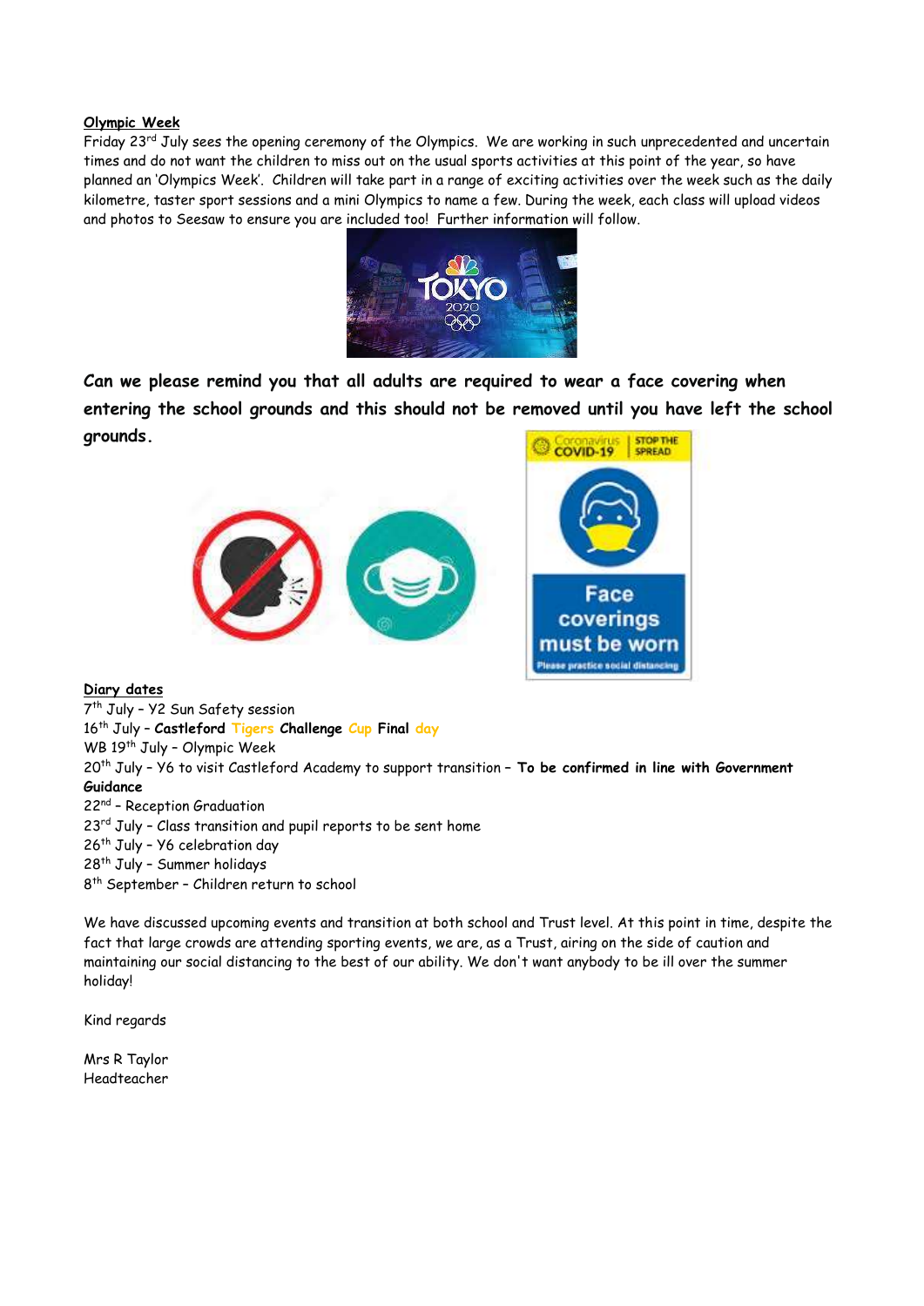**Olympic Week**

Friday 23rd July sees the opening ceremony of the Olympics. We are working in such unprecedented and uncertain times and do not want the children to miss out on the usual sports activities at this point of the year, so have planned an 'Olympics Week'. Children will take part in a range of exciting activities over the week such as the daily kilometre, taster sport sessions and a mini Olympics to name a few. During the week, each class will upload videos and photos to Seesaw to ensure you are included too! Further information will follow.

**Can we please remind you that all adults are required to wear a face covering when entering the school grounds and this should not be removed until you have left the school grounds.**

**Diary dates**

7th July – Y2 Sun Safety session
16th July – **Castleford Tigers Challenge Cup Final day**
WB 19th July – Olympic Week
20th July – Y6 to visit Castleford Academy to support transition – **To be confirmed in line with Government Guidance**
22nd – Reception Graduation
23rd July – Class transition and pupil reports to be sent home
26th July – Y6 celebration day
28th July – Summer holidays
8th September – Children return to school

We have discussed upcoming events and transition at both school and Trust level. At this point in time, despite the fact that large crowds are attending sporting events, we are, as a Trust, airing on the side of caution and maintaining our social distancing to the best of our ability. We don't want anybody to be ill over the summer holiday!

Kind regards

Mrs R Taylor
Headteacher